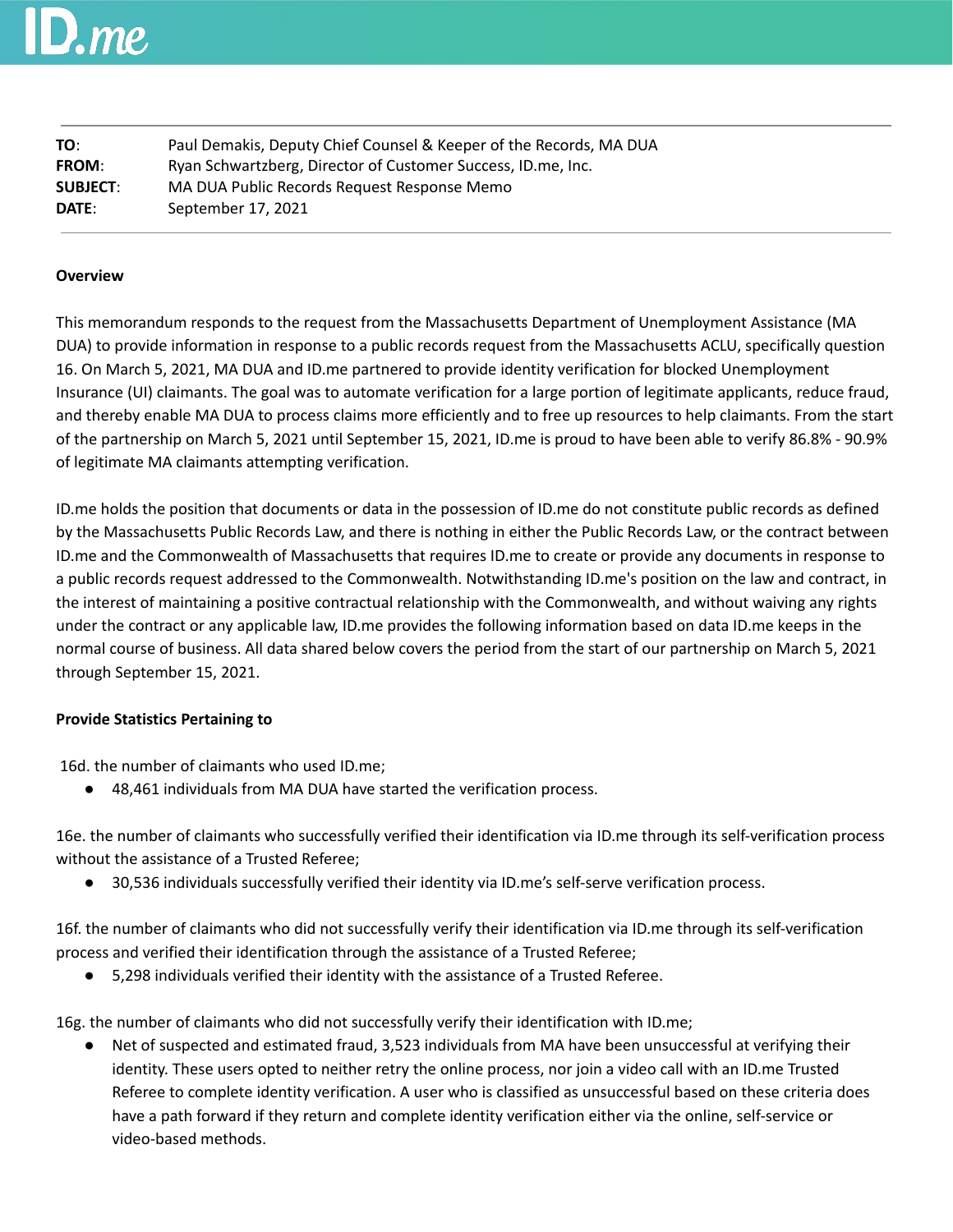ID.me

| | |
|---|---|
| **TO**: | Paul Demakis, Deputy Chief Counsel & Keeper of the Records, MA DUA |
| **FROM**: | Ryan Schwartzberg, Director of Customer Success, ID.me, Inc. |
| **SUBJECT**: | MA DUA Public Records Request Response Memo |
| **DATE**: | September 17, 2021 |

**Overview**

This memorandum responds to the request from the Massachusetts Department of Unemployment Assistance (MA DUA) to provide information in response to a public records request from the Massachusetts ACLU, specifically question 16. On March 5, 2021, MA DUA and ID.me partnered to provide identity verification for blocked Unemployment Insurance (UI) claimants. The goal was to automate verification for a large portion of legitimate applicants, reduce fraud, and thereby enable MA DUA to process claims more efficiently and to free up resources to help claimants. From the start of the partnership on March 5, 2021 until September 15, 2021, ID.me is proud to have been able to verify 86.8% - 90.9% of legitimate MA claimants attempting verification.

ID.me holds the position that documents or data in the possession of ID.me do not constitute public records as defined by the Massachusetts Public Records Law, and there is nothing in either the Public Records Law, or the contract between ID.me and the Commonwealth of Massachusetts that requires ID.me to create or provide any documents in response to a public records request addressed to the Commonwealth. Notwithstanding ID.me's position on the law and contract, in the interest of maintaining a positive contractual relationship with the Commonwealth, and without waiving any rights under the contract or any applicable law, ID.me provides the following information based on data ID.me keeps in the normal course of business. All data shared below covers the period from the start of our partnership on March 5, 2021 through September 15, 2021.

**Provide Statistics Pertaining to**

16d. the number of claimants who used ID.me;

- 48,461 individuals from MA DUA have started the verification process.

16e. the number of claimants who successfully verified their identification via ID.me through its self-verification process without the assistance of a Trusted Referee;

- 30,536 individuals successfully verified their identity via ID.me's self-serve verification process.

16f. the number of claimants who did not successfully verify their identification via ID.me through its self-verification process and verified their identification through the assistance of a Trusted Referee;

- 5,298 individuals verified their identity with the assistance of a Trusted Referee.

16g. the number of claimants who did not successfully verify their identification with ID.me;

- Net of suspected and estimated fraud, 3,523 individuals from MA have been unsuccessful at verifying their identity. These users opted to neither retry the online process, nor join a video call with an ID.me Trusted Referee to complete identity verification. A user who is classified as unsuccessful based on these criteria does have a path forward if they return and complete identity verification either via the online, self-service or video-based methods.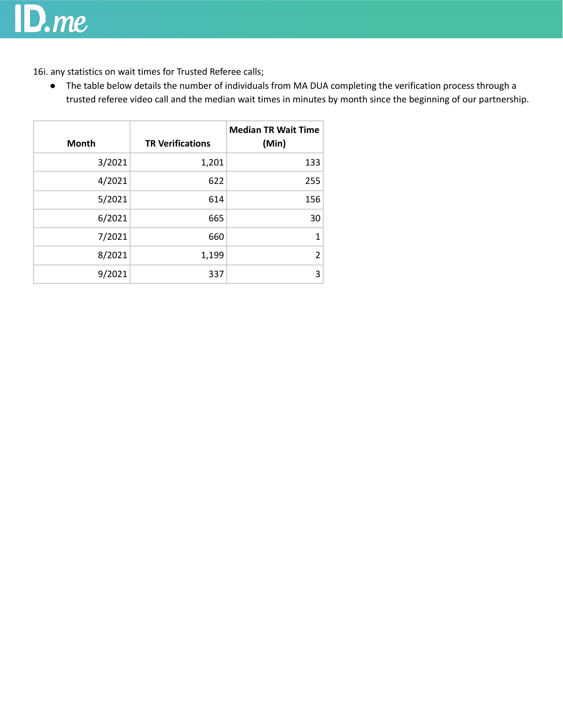16i. any statistics on wait times for Trusted Referee calls;

- The table below details the number of individuals from MA DUA completing the verification process through a trusted referee video call and the median wait times in minutes by month since the beginning of our partnership.

| Month | TR Verifications | Median TR Wait Time (Min) |
| --- | --- | --- |
| 3/2021 | 1,201 | 133 |
| 4/2021 | 622 | 255 |
| 5/2021 | 614 | 156 |
| 6/2021 | 665 | 30 |
| 7/2021 | 660 | 1 |
| 8/2021 | 1,199 | 2 |
| 9/2021 | 337 | 3 |